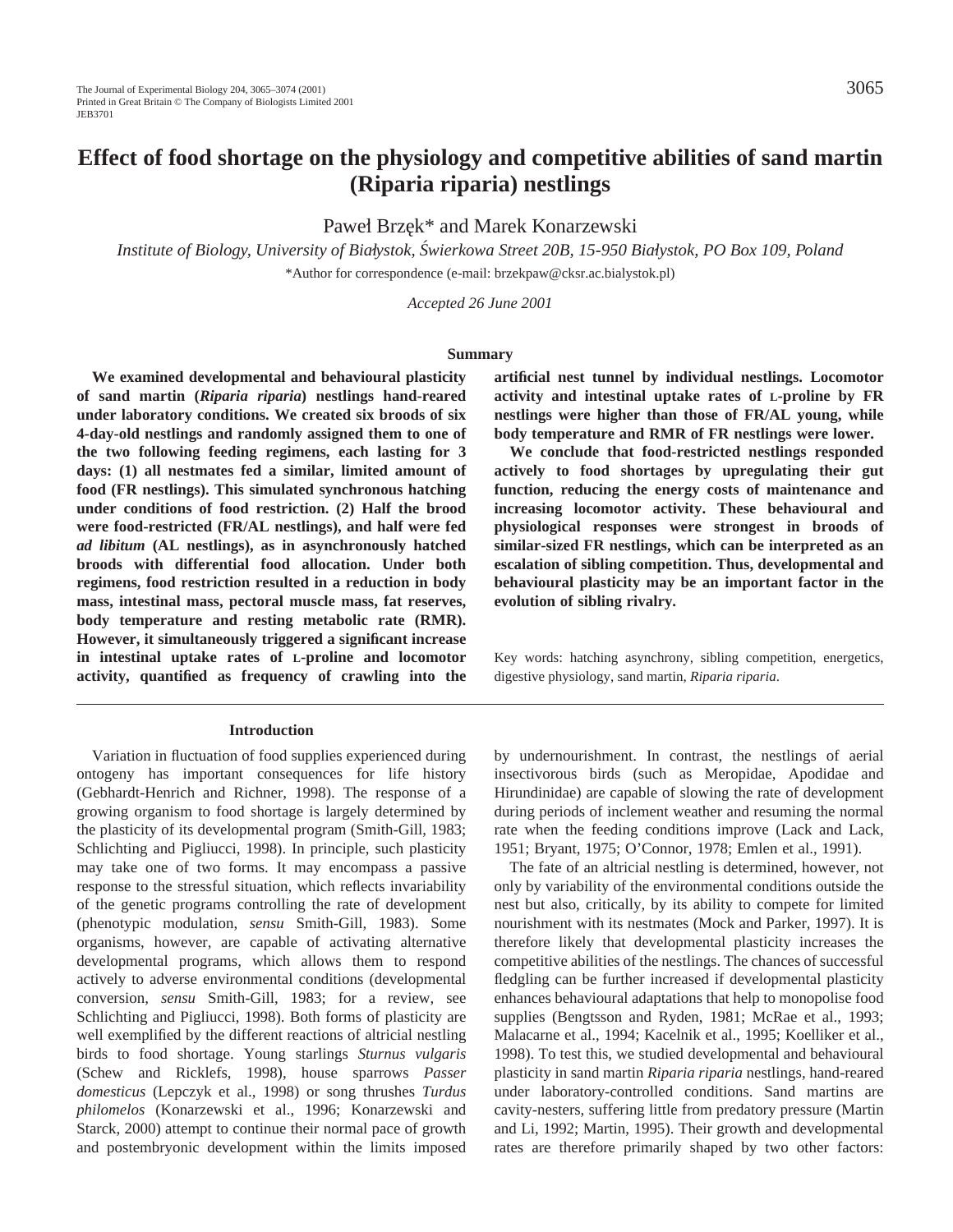# Effect of food shortage on the physiology and competitive abilities of sand martin (Riparia riparia) nestlings

Paweł Brzęk* and Marek Konarzewski

*Institute of Biology, University of Białystok, Świerkowa Street 20B, 15-950 Białystok, PO Box 109, Poland*

*Author for correspondence (e-mail: brzekpaw@cksr.ac.bialystok.pl)

*Accepted 26 June 2001*

## Summary

**We examined developmental and behavioural plasticity of sand martin (*Riparia riparia*) nestlings hand-reared under laboratory conditions. We created six broods of six 4-day-old nestlings and randomly assigned them to one of the two following feeding regimens, each lasting for 3 days: (1) all nestmates fed a similar, limited amount of food (FR nestlings). This simulated synchronous hatching under conditions of food restriction. (2) Half the brood were food-restricted (FR/AL nestlings), and half were fed *ad libitum* (AL nestlings), as in asynchronously hatched broods with differential food allocation. Under both regimens, food restriction resulted in a reduction in body mass, intestinal mass, pectoral muscle mass, fat reserves, body temperature and resting metabolic rate (RMR). However, it simultaneously triggered a significant increase in intestinal uptake rates of L-proline and locomotor activity, quantified as frequency of crawling into the artificial nest tunnel by individual nestlings. Locomotor activity and intestinal uptake rates of L-proline by FR nestlings were higher than those of FR/AL young, while body temperature and RMR of FR nestlings were lower.**

**We conclude that food-restricted nestlings responded actively to food shortages by upregulating their gut function, reducing the energy costs of maintenance and increasing locomotor activity. These behavioural and physiological responses were strongest in broods of similar-sized FR nestlings, which can be interpreted as an escalation of sibling competition. Thus, developmental and behavioural plasticity may be an important factor in the evolution of sibling rivalry.**

Key words: hatching asynchrony, sibling competition, energetics, digestive physiology, sand martin, *Riparia riparia*.

## Introduction

Variation in fluctuation of food supplies experienced during ontogeny has important consequences for life history (Gebhardt-Henrich and Richner, 1998). The response of a growing organism to food shortage is largely determined by the plasticity of its developmental program (Smith-Gill, 1983; Schlichting and Pigliucci, 1998). In principle, such plasticity may take one of two forms. It may encompass a passive response to the stressful situation, which reflects invariability of the genetic programs controlling the rate of development (phenotypic modulation, *sensu* Smith-Gill, 1983). Some organisms, however, are capable of activating alternative developmental programs, which allows them to respond actively to adverse environmental conditions (developmental conversion, *sensu* Smith-Gill, 1983; for a review, see Schlichting and Pigliucci, 1998). Both forms of plasticity are well exemplified by the different reactions of altricial nestling birds to food shortage. Young starlings *Sturnus vulgaris* (Schew and Ricklefs, 1998), house sparrows *Passer domesticus* (Lepczyk et al., 1998) or song thrushes *Turdus philomelos* (Konarzewski et al., 1996; Konarzewski and Starck, 2000) attempt to continue their normal pace of growth and postembryonic development within the limits imposed by undernourishment. In contrast, the nestlings of aerial insectivorous birds (such as Meropidae, Apodidae and Hirundinidae) are capable of slowing the rate of development during periods of inclement weather and resuming the normal rate when the feeding conditions improve (Lack and Lack, 1951; Bryant, 1975; O'Connor, 1978; Emlen et al., 1991).

The fate of an altricial nestling is determined, however, not only by variability of the environmental conditions outside the nest but also, critically, by its ability to compete for limited nourishment with its nestmates (Mock and Parker, 1997). It is therefore likely that developmental plasticity increases the competitive abilities of the nestlings. The chances of successful fledgling can be further increased if developmental plasticity enhances behavioural adaptations that help to monopolise food supplies (Bengtsson and Ryden, 1981; McRae et al., 1993; Malacarne et al., 1994; Kacelnik et al., 1995; Koelliker et al., 1998). To test this, we studied developmental and behavioural plasticity in sand martin *Riparia riparia* nestlings, hand-reared under laboratory-controlled conditions. Sand martins are cavity-nesters, suffering little from predatory pressure (Martin and Li, 1992; Martin, 1995). Their growth and developmental rates are therefore primarily shaped by two other factors: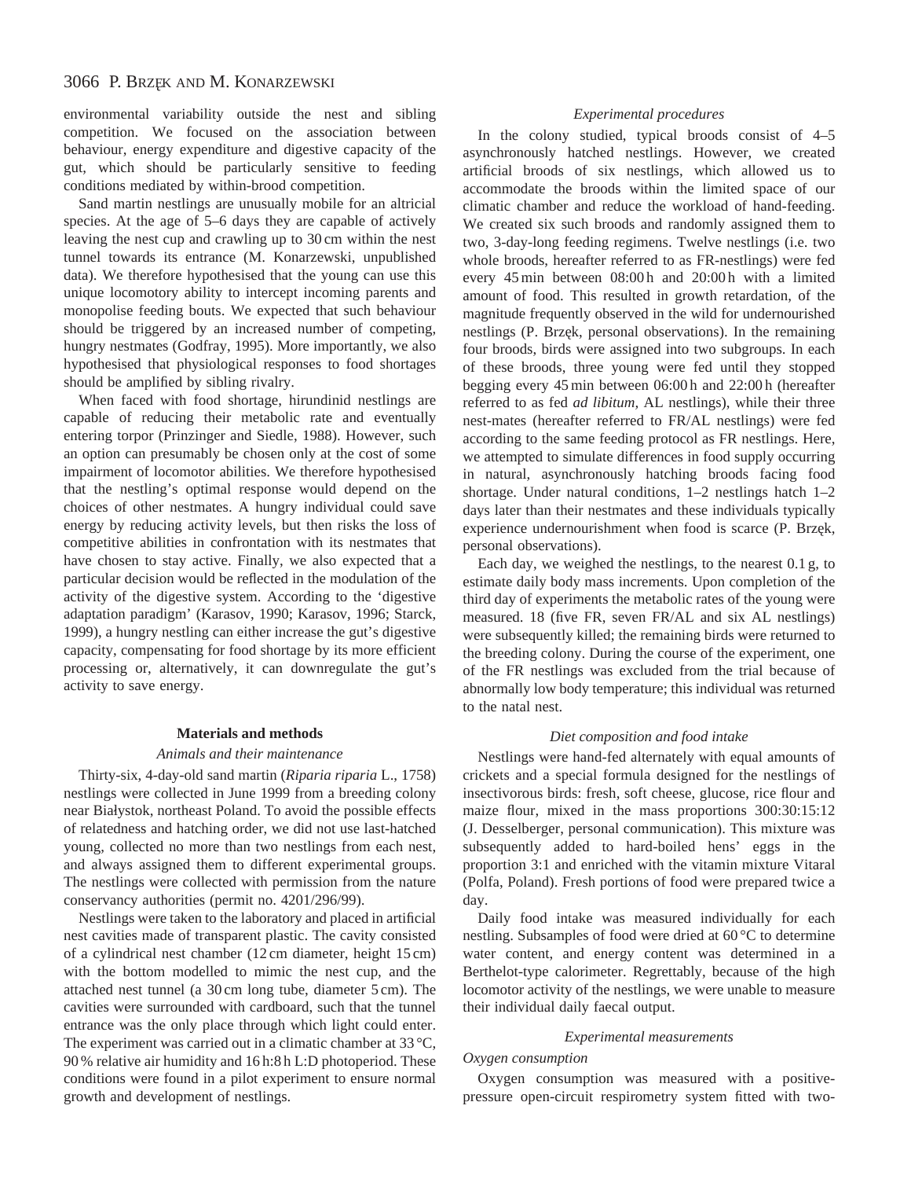environmental variability outside the nest and sibling competition. We focused on the association between behaviour, energy expenditure and digestive capacity of the gut, which should be particularly sensitive to feeding conditions mediated by within-brood competition.

Sand martin nestlings are unusually mobile for an altricial species. At the age of 5–6 days they are capable of actively leaving the nest cup and crawling up to 30 cm within the nest tunnel towards its entrance (M. Konarzewski, unpublished data). We therefore hypothesised that the young can use this unique locomotory ability to intercept incoming parents and monopolise feeding bouts. We expected that such behaviour should be triggered by an increased number of competing, hungry nestmates (Godfray, 1995). More importantly, we also hypothesised that physiological responses to food shortages should be amplified by sibling rivalry.

When faced with food shortage, hirundinid nestlings are capable of reducing their metabolic rate and eventually entering torpor (Prinzinger and Siedle, 1988). However, such an option can presumably be chosen only at the cost of some impairment of locomotor abilities. We therefore hypothesised that the nestling's optimal response would depend on the choices of other nestmates. A hungry individual could save energy by reducing activity levels, but then risks the loss of competitive abilities in confrontation with its nestmates that have chosen to stay active. Finally, we also expected that a particular decision would be reflected in the modulation of the activity of the digestive system. According to the 'digestive adaptation paradigm' (Karasov, 1990; Karasov, 1996; Starck, 1999), a hungry nestling can either increase the gut's digestive capacity, compensating for food shortage by its more efficient processing or, alternatively, it can downregulate the gut's activity to save energy.

## Materials and methods

### *Animals and their maintenance*

Thirty-six, 4-day-old sand martin (*Riparia riparia* L., 1758) nestlings were collected in June 1999 from a breeding colony near Białystok, northeast Poland. To avoid the possible effects of relatedness and hatching order, we did not use last-hatched young, collected no more than two nestlings from each nest, and always assigned them to different experimental groups. The nestlings were collected with permission from the nature conservancy authorities (permit no. 4201/296/99).

Nestlings were taken to the laboratory and placed in artificial nest cavities made of transparent plastic. The cavity consisted of a cylindrical nest chamber (12 cm diameter, height 15 cm) with the bottom modelled to mimic the nest cup, and the attached nest tunnel (a 30 cm long tube, diameter 5 cm). The cavities were surrounded with cardboard, such that the tunnel entrance was the only place through which light could enter. The experiment was carried out in a climatic chamber at 33 °C, 90 % relative air humidity and 16 h:8 h L:D photoperiod. These conditions were found in a pilot experiment to ensure normal growth and development of nestlings.

### *Experimental procedures*

In the colony studied, typical broods consist of 4–5 asynchronously hatched nestlings. However, we created artificial broods of six nestlings, which allowed us to accommodate the broods within the limited space of our climatic chamber and reduce the workload of hand-feeding. We created six such broods and randomly assigned them to two, 3-day-long feeding regimens. Twelve nestlings (i.e. two whole broods, hereafter referred to as FR-nestlings) were fed every 45 min between 08:00 h and 20:00 h with a limited amount of food. This resulted in growth retardation, of the magnitude frequently observed in the wild for undernourished nestlings (P. Brzęk, personal observations). In the remaining four broods, birds were assigned into two subgroups. In each of these broods, three young were fed until they stopped begging every 45 min between 06:00 h and 22:00 h (hereafter referred to as fed *ad libitum*, AL nestlings), while their three nest-mates (hereafter referred to as FR/AL nestlings) were fed according to the same feeding protocol as FR nestlings. Here, we attempted to simulate differences in food supply occurring in natural, asynchronously hatching broods facing food shortage. Under natural conditions, 1–2 nestlings hatch 1–2 days later than their nestmates and these individuals typically experience undernourishment when food is scarce (P. Brzęk, personal observations).

Each day, we weighed the nestlings, to the nearest 0.1 g, to estimate daily body mass increments. Upon completion of the third day of experiments the metabolic rates of the young were measured. 18 (five FR, seven FR/AL and six AL nestlings) were subsequently killed; the remaining birds were returned to the breeding colony. During the course of the experiment, one of the FR nestlings was excluded from the trial because of abnormally low body temperature; this individual was returned to the natal nest.

### *Diet composition and food intake*

Nestlings were hand-fed alternately with equal amounts of crickets and a special formula designed for the nestlings of insectivorous birds: fresh, soft cheese, glucose, rice flour and maize flour, mixed in the mass proportions 300:30:15:12 (J. Desselberger, personal communication). This mixture was subsequently added to hard-boiled hens' eggs in the proportion 3:1 and enriched with the vitamin mixture Vitaral (Polfa, Poland). Fresh portions of food were prepared twice a day.

Daily food intake was measured individually for each nestling. Subsamples of food were dried at 60 °C to determine water content, and energy content was determined in a Berthelot-type calorimeter. Regrettably, because of the high locomotor activity of the nestlings, we were unable to measure their individual daily faecal output.

### *Experimental measurements*

#### *Oxygen consumption*

Oxygen consumption was measured with a positive-pressure open-circuit respirometry system fitted with two-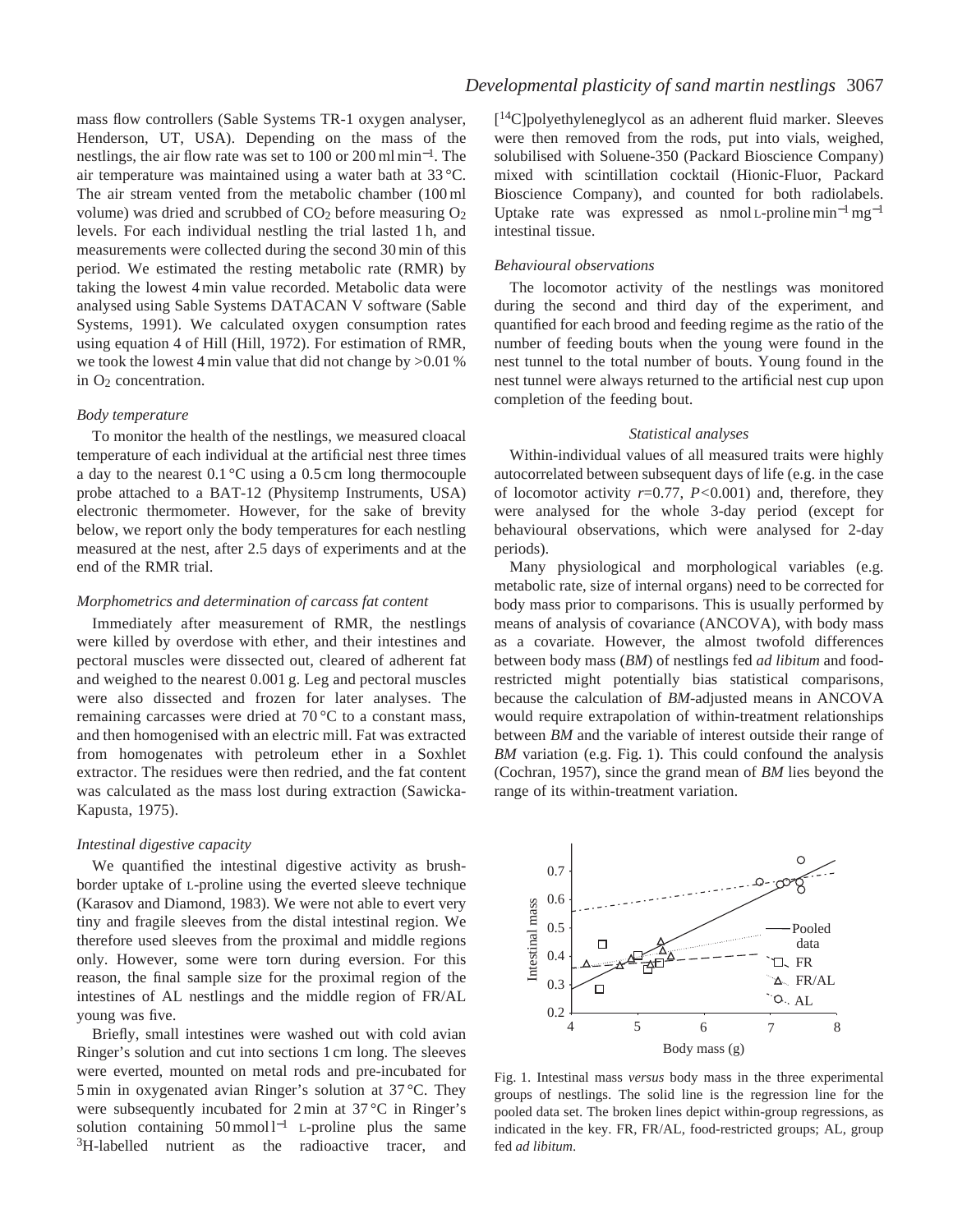mass flow controllers (Sable Systems TR-1 oxygen analyser, Henderson, UT, USA). Depending on the mass of the nestlings, the air flow rate was set to 100 or 200 ml min$^{-1}$. The air temperature was maintained using a water bath at 33 °C. The air stream vented from the metabolic chamber (100 ml volume) was dried and scrubbed of $CO_2$ before measuring $O_2$ levels. For each individual nestling the trial lasted 1 h, and measurements were collected during the second 30 min of this period. We estimated the resting metabolic rate (RMR) by taking the lowest 4 min value recorded. Metabolic data were analysed using Sable Systems DATACAN V software (Sable Systems, 1991). We calculated oxygen consumption rates using equation 4 of Hill (Hill, 1972). For estimation of RMR, we took the lowest 4 min value that did not change by >0.01 % in $O_2$ concentration.

### *Body temperature*

To monitor the health of the nestlings, we measured cloacal temperature of each individual at the artificial nest three times a day to the nearest 0.1 °C using a 0.5 cm long thermocouple probe attached to a BAT-12 (Physitemp Instruments, USA) electronic thermometer. However, for the sake of brevity below, we report only the body temperatures for each nestling measured at the nest, after 2.5 days of experiments and at the end of the RMR trial.

### *Morphometrics and determination of carcass fat content*

Immediately after measurement of RMR, the nestlings were killed by overdose with ether, and their intestines and pectoral muscles were dissected out, cleared of adherent fat and weighed to the nearest 0.001 g. Leg and pectoral muscles were also dissected and frozen for later analyses. The remaining carcasses were dried at 70 °C to a constant mass, and then homogenised with an electric mill. Fat was extracted from homogenates with petroleum ether in a Soxhlet extractor. The residues were then redried, and the fat content was calculated as the mass lost during extraction (Sawicka-Kapusta, 1975).

### *Intestinal digestive capacity*

We quantified the intestinal digestive activity as brush-border uptake of L-proline using the everted sleeve technique (Karasov and Diamond, 1983). We were not able to evert very tiny and fragile sleeves from the distal intestinal region. We therefore used sleeves from the proximal and middle regions only. However, some were torn during eversion. For this reason, the final sample size for the proximal region of the intestines of AL nestlings and the middle region of FR/AL young was five.

Briefly, small intestines were washed out with cold avian Ringer's solution and cut into sections 1 cm long. The sleeves were everted, mounted on metal rods and pre-incubated for 5 min in oxygenated avian Ringer's solution at 37 °C. They were subsequently incubated for 2 min at 37 °C in Ringer's solution containing 50 mmol l$^{-1}$ L-proline plus the same $^{3}$H-labelled nutrient as the radioactive tracer, and [$^{14}$C]polyethyleneglycol as an adherent fluid marker. Sleeves were then removed from the rods, put into vials, weighed, solubilised with Soluene-350 (Packard Bioscience Company) mixed with scintillation cocktail (Hionic-Fluor, Packard Bioscience Company), and counted for both radiolabels. Uptake rate was expressed as nmol L-proline min$^{-1}$ mg$^{-1}$ intestinal tissue.

### *Behavioural observations*

The locomotor activity of the nestlings was monitored during the second and third day of the experiment, and quantified for each brood and feeding regime as the ratio of the number of feeding bouts when the young were found in the nest tunnel to the total number of bouts. Young found in the nest tunnel were always returned to the artificial nest cup upon completion of the feeding bout.

## *Statistical analyses*

Within-individual values of all measured traits were highly autocorrelated between subsequent days of life (e.g. in the case of locomotor activity $r$=0.77, $P$<0.001) and, therefore, they were analysed for the whole 3-day period (except for behavioural observations, which were analysed for 2-day periods).

Many physiological and morphological variables (e.g. metabolic rate, size of internal organs) need to be corrected for body mass prior to comparisons. This is usually performed by means of analysis of covariance (ANCOVA), with body mass as a covariate. However, the almost twofold differences between body mass (*BM*) of nestlings fed *ad libitum* and food-restricted might potentially bias statistical comparisons, because the calculation of *BM*-adjusted means in ANCOVA would require extrapolation of within-treatment relationships between *BM* and the variable of interest outside their range of *BM* variation (e.g. Fig. 1). This could confound the analysis (Cochran, 1957), since the grand mean of *BM* lies beyond the range of its within-treatment variation.

Fig. 1. Intestinal mass *versus* body mass in the three experimental groups of nestlings. The solid line is the regression line for the pooled data set. The broken lines depict within-group regressions, as indicated in the key. FR, FR/AL, food-restricted groups; AL, group fed *ad libitum*.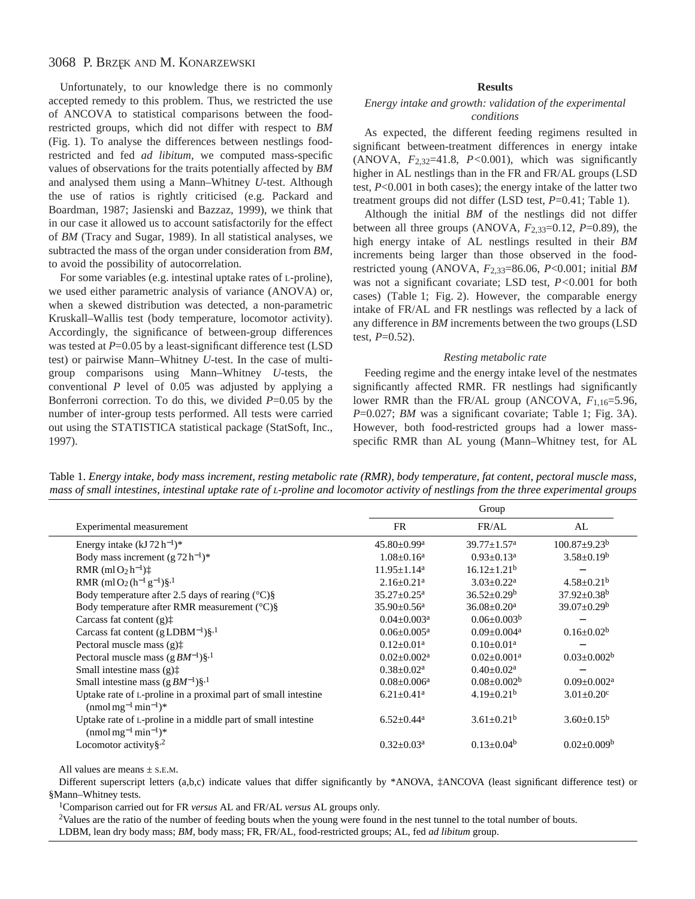Unfortunately, to our knowledge there is no commonly accepted remedy to this problem. Thus, we restricted the use of ANCOVA to statistical comparisons between the food-restricted groups, which did not differ with respect to *BM* (Fig. 1). To analyse the differences between nestlings food-restricted and fed *ad libitum*, we computed mass-specific values of observations for the traits potentially affected by *BM* and analysed them using a Mann–Whitney *U*-test. Although the use of ratios is rightly criticised (e.g. Packard and Boardman, 1987; Jasienski and Bazzaz, 1999), we think that in our case it allowed us to account satisfactorily for the effect of *BM* (Tracy and Sugar, 1989). In all statistical analyses, we subtracted the mass of the organ under consideration from *BM*, to avoid the possibility of autocorrelation.

For some variables (e.g. intestinal uptake rates of L-proline), we used either parametric analysis of variance (ANOVA) or, when a skewed distribution was detected, a non-parametric Kruskal–Wallis test (body temperature, locomotor activity). Accordingly, the significance of between-group differences was tested at $P$=0.05 by a least-significant difference test (LSD test) or pairwise Mann–Whitney *U*-test. In the case of multi-group comparisons using Mann–Whitney *U*-tests, the conventional $P$ level of 0.05 was adjusted by applying a Bonferroni correction. To do this, we divided $P$=0.05 by the number of inter-group tests performed. All tests were carried out using the STATISTICA statistical package (StatSoft, Inc., 1997).

## Results

### Energy intake and growth: validation of the experimental conditions

As expected, the different feeding regimens resulted in significant between-treatment differences in energy intake (ANOVA, $F_{2,32}$=41.8, $P$<0.001), which was significantly higher in AL nestlings than in the FR and FR/AL groups (LSD test, $P$<0.001 in both cases); the energy intake of the latter two treatment groups did not differ (LSD test, $P$=0.41; Table 1).

Although the initial *BM* of the nestlings did not differ between all three groups (ANOVA, $F_{2,33}$=0.12, $P$=0.89), the high energy intake of AL nestlings resulted in their *BM* increments being larger than those observed in the food-restricted young (ANOVA, $F_{2,33}$=86.06, $P$<0.001; initial *BM* was not a significant covariate; LSD test, $P$<0.001 for both cases) (Table 1; Fig. 2). However, the comparable energy intake of FR/AL and FR nestlings was reflected by a lack of any difference in *BM* increments between the two groups (LSD test, $P$=0.52).

### Resting metabolic rate

Feeding regime and the energy intake level of the nestmates significantly affected RMR. FR nestlings had significantly lower RMR than the FR/AL group (ANCOVA, $F_{1,16}$=5.96, $P$=0.027; *BM* was a significant covariate; Table 1; Fig. 3A). However, both food-restricted groups had a lower mass-specific RMR than AL young (Mann–Whitney test, for AL

Table 1. *Energy intake, body mass increment, resting metabolic rate (RMR), body temperature, fat content, pectoral muscle mass, mass of small intestines, intestinal uptake rate of L-proline and locomotor activity of nestlings from the three experimental groups*

| Experimental measurement | Group FR | FR/AL | AL |
|---|---|---|---|
| Energy intake (kJ 72 h$^{-1}$)* | 45.80±0.99[a] | 39.77±1.57[a] | 100.87±9.23[b] |
| Body mass increment (g 72 h$^{-1}$)* | 1.08±0.16[a] | 0.93±0.13[a] | 3.58±0.19[b] |
| RMR (ml $O_2$ h$^{-1}$)‡ | 11.95±1.14[a] | 16.12±1.21[b] | – |
| RMR (ml $O_2$ (h$^{-1}$ g$^{-1}$))§,[1] | 2.16±0.21[a] | 3.03±0.22[a] | 4.58±0.21[b] |
| Body temperature after 2.5 days of rearing (°C)§ | 35.27±0.25[a] | 36.52±0.29[b] | 37.92±0.38[b] |
| Body temperature after RMR measurement (°C)§ | 35.90±0.56[a] | 36.08±0.20[a] | 39.07±0.29[b] |
| Carcass fat content (g)‡ | 0.04±0.003[a] | 0.06±0.003[b] | – |
| Carcass fat content (g LDBM$^{-1}$)§,[1] | 0.06±0.005[a] | 0.09±0.004[a] | 0.16±0.02[b] |
| Pectoral muscle mass (g)‡ | 0.12±0.01[a] | 0.10±0.01[a] | – |
| Pectoral muscle mass (g *BM*$^{-1}$)§,[1] | 0.02±0.002[a] | 0.02±0.001[a] | 0.03±0.002[b] |
| Small intestine mass (g)‡ | 0.38±0.02[a] | 0.40±0.02[a] | – |
| Small intestine mass (g *BM*$^{-1}$)§,[1] | 0.08±0.006[a] | 0.08±0.002[b] | 0.09±0.002[a] |
| Uptake rate of L-proline in a proximal part of small intestine (nmol mg$^{-1}$ min$^{-1}$)* | 6.21±0.41[a] | 4.19±0.21[b] | 3.01±0.20[c] |
| Uptake rate of L-proline in a middle part of small intestine (nmol mg$^{-1}$ min$^{-1}$)* | 6.52±0.44[a] | 3.61±0.21[b] | 3.60±0.15[b] |
| Locomotor activity§,[2] | 0.32±0.03[a] | 0.13±0.04[b] | 0.02±0.009[b] |

All values are means ± S.E.M.

Different superscript letters (a,b,c) indicate values that differ significantly by *ANOVA, ‡ANCOVA (least significant difference test) or §Mann–Whitney tests.

[1]Comparison carried out for FR *versus* AL and FR/AL *versus* AL groups only.

[2]Values are the ratio of the number of feeding bouts when the young were found in the nest tunnel to the total number of bouts.

LDBM, lean dry body mass; *BM*, body mass; FR, FR/AL, food-restricted groups; AL, fed *ad libitum* group.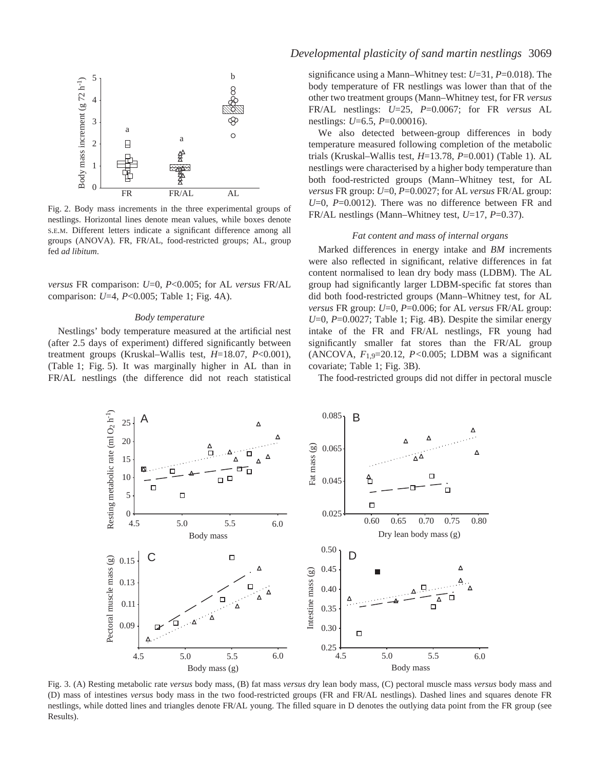Fig. 2. Body mass increments in the three experimental groups of nestlings. Horizontal lines denote mean values, while boxes denote S.E.M. Different letters indicate a significant difference among all groups (ANOVA). FR, FR/AL, food-restricted groups; AL, group fed *ad libitum*.

*versus* FR comparison: $U$=0, $P$<0.005; for AL *versus* FR/AL comparison: $U$=4, $P$<0.005; Table 1; Fig. 4A).

### *Body temperature*

Nestlings' body temperature measured at the artificial nest (after 2.5 days of experiment) differed significantly between treatment groups (Kruskal–Wallis test, $H$=18.07, $P$<0.001), (Table 1; Fig. 5). It was marginally higher in AL than in FR/AL nestlings (the difference did not reach statistical significance using a Mann–Whitney test: $U$=31, $P$=0.018). The body temperature of FR nestlings was lower than that of the other two treatment groups (Mann–Whitney test, for FR *versus* FR/AL nestlings: $U$=25, $P$=0.0067; for FR *versus* AL nestlings: $U$=6.5, $P$=0.00016).

We also detected between-group differences in body temperature measured following completion of the metabolic trials (Kruskal–Wallis test, $H$=13.78, $P$=0.001) (Table 1). AL nestlings were characterised by a higher body temperature than both food-restricted groups (Mann–Whitney test, for AL *versus* FR group: $U$=0, $P$=0.0027; for AL *versus* FR/AL group: $U$=0, $P$=0.0012). There was no difference between FR and FR/AL nestlings (Mann–Whitney test, $U$=17, $P$=0.37).

### *Fat content and mass of internal organs*

Marked differences in energy intake and *BM* increments were also reflected in significant, relative differences in fat content normalised to lean dry body mass (LDBM). The AL group had significantly larger LDBM-specific fat stores than did both food-restricted groups (Mann–Whitney test, for AL *versus* FR group: $U$=0, $P$=0.006; for AL *versus* FR/AL group: $U$=0, $P$=0.0027; Table 1; Fig. 4B). Despite the similar energy intake of the FR and FR/AL nestlings, FR young had significantly smaller fat stores than the FR/AL group (ANCOVA, $F_{1,9}$=20.12, $P$<0.005; LDBM was a significant covariate; Table 1; Fig. 3B).

The food-restricted groups did not differ in pectoral muscle

Fig. 3. (A) Resting metabolic rate *versus* body mass, (B) fat mass *versus* dry lean body mass, (C) pectoral muscle mass *versus* body mass and (D) mass of intestines *versus* body mass in the two food-restricted groups (FR and FR/AL nestlings). Dashed lines and squares denote FR nestlings, while dotted lines and triangles denote FR/AL young. The filled square in D denotes the outlying data point from the FR group (see Results).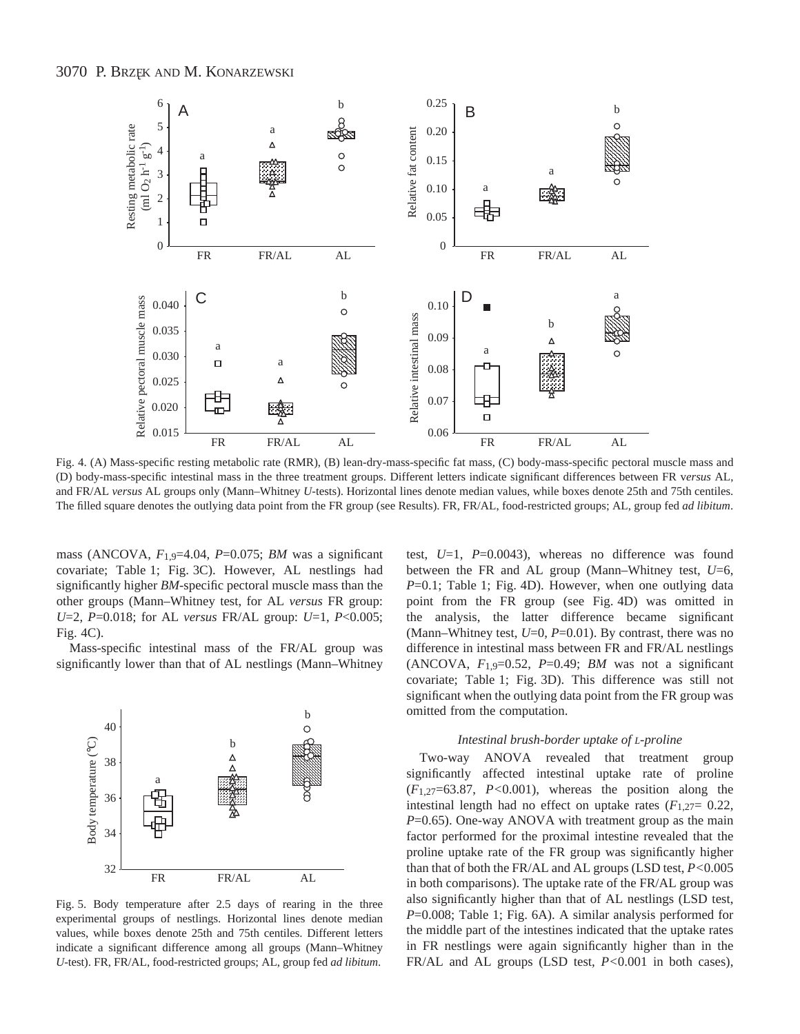Fig. 4. (A) Mass-specific resting metabolic rate (RMR), (B) lean-dry-mass-specific fat mass, (C) body-mass-specific pectoral muscle mass and (D) body-mass-specific intestinal mass in the three treatment groups. Different letters indicate significant differences between FR *versus* AL, and FR/AL *versus* AL groups only (Mann–Whitney *U*-tests). Horizontal lines denote median values, while boxes denote 25th and 75th centiles. The filled square denotes the outlying data point from the FR group (see Results). FR, FR/AL, food-restricted groups; AL, group fed *ad libitum*.

mass (ANCOVA, $F_{1,9}$=4.04, $P$=0.075; *BM* was a significant covariate; Table 1; Fig. 3C). However, AL nestlings had significantly higher *BM*-specific pectoral muscle mass than the other groups (Mann–Whitney test, for AL *versus* FR group: $U$=2, $P$=0.018; for AL *versus* FR/AL group: $U$=1, $P$<0.005; Fig. 4C).

Mass-specific intestinal mass of the FR/AL group was significantly lower than that of AL nestlings (Mann–Whitney test, $U$=1, $P$=0.0043), whereas no difference was found between the FR and AL group (Mann–Whitney test, $U$=6, $P$=0.1; Table 1; Fig. 4D). However, when one outlying data point from the FR group (see Fig. 4D) was omitted in the analysis, the latter difference became significant (Mann–Whitney test, $U$=0, $P$=0.01). By contrast, there was no difference in intestinal mass between FR and FR/AL nestlings (ANCOVA, $F_{1,9}$=0.52, $P$=0.49; *BM* was not a significant covariate; Table 1; Fig. 3D). This difference was still not significant when the outlying data point from the FR group was omitted from the computation.

Fig. 5. Body temperature after 2.5 days of rearing in the three experimental groups of nestlings. Horizontal lines denote median values, while boxes denote 25th and 75th centiles. Different letters indicate a significant difference among all groups (Mann–Whitney *U*-test). FR, FR/AL, food-restricted groups; AL, group fed *ad libitum*.

### *Intestinal brush-border uptake of L-proline*

Two-way ANOVA revealed that treatment group significantly affected intestinal uptake rate of proline ($F_{1,27}$=63.87, $P$<0.001), whereas the position along the intestinal length had no effect on uptake rates ($F_{1,27}$= 0.22, $P$=0.65). One-way ANOVA with treatment group as the main factor performed for the proximal intestine revealed that the proline uptake rate of the FR group was significantly higher than that of both the FR/AL and AL groups (LSD test, $P$<0.005 in both comparisons). The uptake rate of the FR/AL group was also significantly higher than that of AL nestlings (LSD test, $P$=0.008; Table 1; Fig. 6A). A similar analysis performed for the middle part of the intestines indicated that the uptake rates in FR nestlings were again significantly higher than in the FR/AL and AL groups (LSD test, $P$<0.001 in both cases),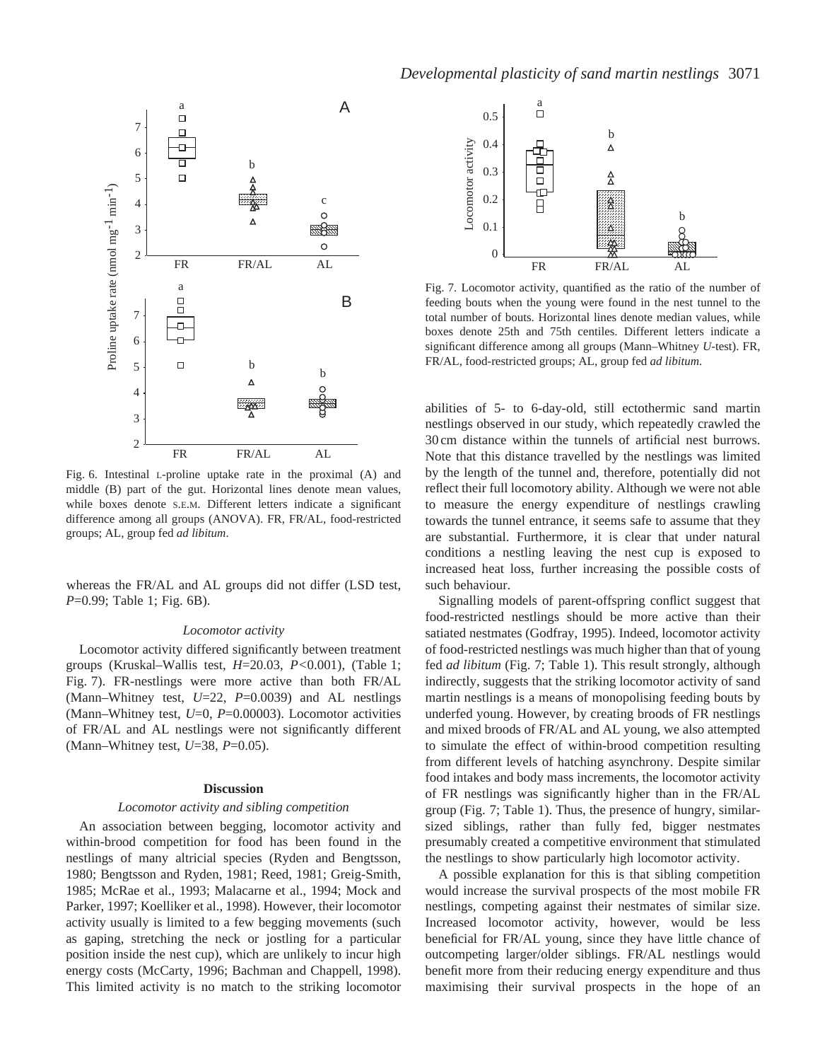Fig. 6. Intestinal L-proline uptake rate in the proximal (A) and middle (B) part of the gut. Horizontal lines denote mean values, while boxes denote S.E.M. Different letters indicate a significant difference among all groups (ANOVA). FR, FR/AL, food-restricted groups; AL, group fed *ad libitum*.

Fig. 7. Locomotor activity, quantified as the ratio of the number of feeding bouts when the young were found in the nest tunnel to the total number of bouts. Horizontal lines denote median values, while boxes denote 25th and 75th centiles. Different letters indicate a significant difference among all groups (Mann–Whitney *U*-test). FR, FR/AL, food-restricted groups; AL, group fed *ad libitum*.

whereas the FR/AL and AL groups did not differ (LSD test, $P$=0.99; Table 1; Fig. 6B).

### *Locomotor activity*

Locomotor activity differed significantly between treatment groups (Kruskal–Wallis test, $H$=20.03, $P$<0.001), (Table 1; Fig. 7). FR-nestlings were more active than both FR/AL (Mann–Whitney test, $U$=22, $P$=0.0039) and AL nestlings (Mann–Whitney test, $U$=0, $P$=0.00003). Locomotor activities of FR/AL and AL nestlings were not significantly different (Mann–Whitney test, $U$=38, $P$=0.05).

## Discussion

### *Locomotor activity and sibling competition*

An association between begging, locomotor activity and within-brood competition for food has been found in the nestlings of many altricial species (Ryden and Bengtsson, 1980; Bengtsson and Ryden, 1981; Reed, 1981; Greig-Smith, 1985; McRae et al., 1993; Malacarne et al., 1994; Mock and Parker, 1997; Koelliker et al., 1998). However, their locomotor activity usually is limited to a few begging movements (such as gaping, stretching the neck or jostling for a particular position inside the nest cup), which are unlikely to incur high energy costs (McCarty, 1996; Bachman and Chappell, 1998). This limited activity is no match to the striking locomotor abilities of 5- to 6-day-old, still ectothermic sand martin nestlings observed in our study, which repeatedly crawled the 30 cm distance within the tunnels of artificial nest burrows. Note that this distance travelled by the nestlings was limited by the length of the tunnel and, therefore, potentially did not reflect their full locomotory ability. Although we were not able to measure the energy expenditure of nestlings crawling towards the tunnel entrance, it seems safe to assume that they are substantial. Furthermore, it is clear that under natural conditions a nestling leaving the nest cup is exposed to increased heat loss, further increasing the possible costs of such behaviour.

Signalling models of parent-offspring conflict suggest that food-restricted nestlings should be more active than their satiated nestmates (Godfray, 1995). Indeed, locomotor activity of food-restricted nestlings was much higher than that of young fed *ad libitum* (Fig. 7; Table 1). This result strongly, although indirectly, suggests that the striking locomotor activity of sand martin nestlings is a means of monopolising feeding bouts by underfed young. However, by creating broods of FR nestlings and mixed broods of FR/AL and AL young, we also attempted to simulate the effect of within-brood competition resulting from different levels of hatching asynchrony. Despite similar food intakes and body mass increments, the locomotor activity of FR nestlings was significantly higher than in the FR/AL group (Fig. 7; Table 1). Thus, the presence of hungry, similar-sized siblings, rather than fully fed, bigger nestmates presumably created a competitive environment that stimulated the nestlings to show particularly high locomotor activity.

A possible explanation for this is that sibling competition would increase the survival prospects of the most mobile FR nestlings, competing against their nestmates of similar size. Increased locomotor activity, however, would be less beneficial for FR/AL young, since they have little chance of outcompeting larger/older siblings. FR/AL nestlings would benefit more from their reducing energy expenditure and thus maximising their survival prospects in the hope of an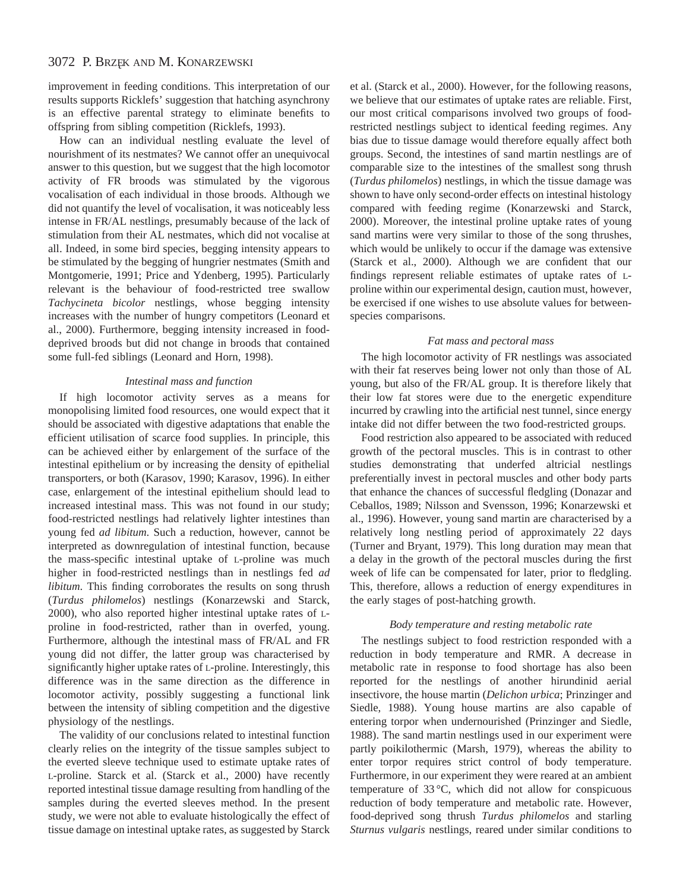improvement in feeding conditions. This interpretation of our results supports Ricklefs' suggestion that hatching asynchrony is an effective parental strategy to eliminate benefits to offspring from sibling competition (Ricklefs, 1993).

How can an individual nestling evaluate the level of nourishment of its nestmates? We cannot offer an unequivocal answer to this question, but we suggest that the high locomotor activity of FR broods was stimulated by the vigorous vocalisation of each individual in those broods. Although we did not quantify the level of vocalisation, it was noticeably less intense in FR/AL nestlings, presumably because of the lack of stimulation from their AL nestmates, which did not vocalise at all. Indeed, in some bird species, begging intensity appears to be stimulated by the begging of hungrier nestmates (Smith and Montgomerie, 1991; Price and Ydenberg, 1995). Particularly relevant is the behaviour of food-restricted tree swallow *Tachycineta bicolor* nestlings, whose begging intensity increases with the number of hungry competitors (Leonard et al., 2000). Furthermore, begging intensity increased in food-deprived broods but did not change in broods that contained some full-fed siblings (Leonard and Horn, 1998).

### *Intestinal mass and function*

If high locomotor activity serves as a means for monopolising limited food resources, one would expect that it should be associated with digestive adaptations that enable the efficient utilisation of scarce food supplies. In principle, this can be achieved either by enlargement of the surface of the intestinal epithelium or by increasing the density of epithelial transporters, or both (Karasov, 1990; Karasov, 1996). In either case, enlargement of the intestinal epithelium should lead to increased intestinal mass. This was not found in our study; food-restricted nestlings had relatively lighter intestines than young fed *ad libitum*. Such a reduction, however, cannot be interpreted as downregulation of intestinal function, because the mass-specific intestinal uptake of L-proline was much higher in food-restricted nestlings than in nestlings fed *ad libitum*. This finding corroborates the results on song thrush (*Turdus philomelos*) nestlings (Konarzewski and Starck, 2000), who also reported higher intestinal uptake rates of L-proline in food-restricted, rather than in overfed, young. Furthermore, although the intestinal mass of FR/AL and FR young did not differ, the latter group was characterised by significantly higher uptake rates of L-proline. Interestingly, this difference was in the same direction as the difference in locomotor activity, possibly suggesting a functional link between the intensity of sibling competition and the digestive physiology of the nestlings.

The validity of our conclusions related to intestinal function clearly relies on the integrity of the tissue samples subject to the everted sleeve technique used to estimate uptake rates of L-proline. Starck et al. (Starck et al., 2000) have recently reported intestinal tissue damage resulting from handling of the samples during the everted sleeves method. In the present study, we were not able to evaluate histologically the effect of tissue damage on intestinal uptake rates, as suggested by Starck et al. (Starck et al., 2000). However, for the following reasons, we believe that our estimates of uptake rates are reliable. First, our most critical comparisons involved two groups of food-restricted nestlings subject to identical feeding regimes. Any bias due to tissue damage would therefore equally affect both groups. Second, the intestines of sand martin nestlings are of comparable size to the intestines of the smallest song thrush (*Turdus philomelos*) nestlings, in which the tissue damage was shown to have only second-order effects on intestinal histology compared with feeding regime (Konarzewski and Starck, 2000). Moreover, the intestinal proline uptake rates of young sand martins were very similar to those of the song thrushes, which would be unlikely to occur if the damage was extensive (Starck et al., 2000). Although we are confident that our findings represent reliable estimates of uptake rates of L-proline within our experimental design, caution must, however, be exercised if one wishes to use absolute values for between-species comparisons.

### *Fat mass and pectoral mass*

The high locomotor activity of FR nestlings was associated with their fat reserves being lower not only than those of AL young, but also of the FR/AL group. It is therefore likely that their low fat stores were due to the energetic expenditure incurred by crawling into the artificial nest tunnel, since energy intake did not differ between the two food-restricted groups.

Food restriction also appeared to be associated with reduced growth of the pectoral muscles. This is in contrast to other studies demonstrating that underfed altricial nestlings preferentially invest in pectoral muscles and other body parts that enhance the chances of successful fledgling (Donazar and Ceballos, 1989; Nilsson and Svensson, 1996; Konarzewski et al., 1996). However, young sand martin are characterised by a relatively long nestling period of approximately 22 days (Turner and Bryant, 1979). This long duration may mean that a delay in the growth of the pectoral muscles during the first week of life can be compensated for later, prior to fledgling. This, therefore, allows a reduction of energy expenditures in the early stages of post-hatching growth.

### *Body temperature and resting metabolic rate*

The nestlings subject to food restriction responded with a reduction in body temperature and RMR. A decrease in metabolic rate in response to food shortage has also been reported for the nestlings of another hirundinid aerial insectivore, the house martin (*Delichon urbica*; Prinzinger and Siedle, 1988). Young house martins are also capable of entering torpor when undernourished (Prinzinger and Siedle, 1988). The sand martin nestlings used in our experiment were partly poikilothermic (Marsh, 1979), whereas the ability to enter torpor requires strict control of body temperature. Furthermore, in our experiment they were reared at an ambient temperature of 33 °C, which did not allow for conspicuous reduction of body temperature and metabolic rate. However, food-deprived song thrush *Turdus philomelos* and starling *Sturnus vulgaris* nestlings, reared under similar conditions to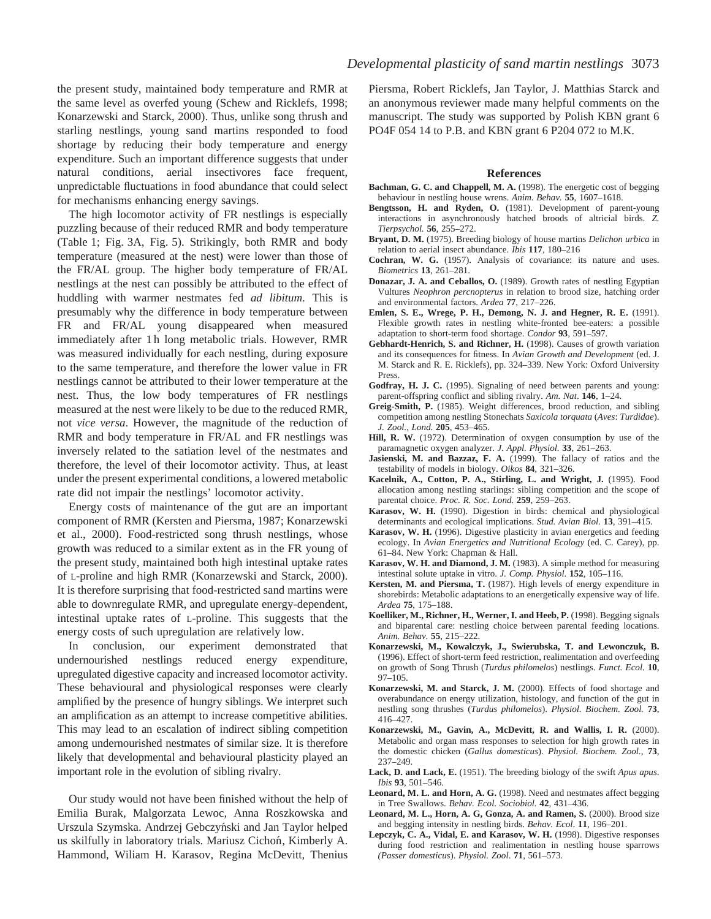the present study, maintained body temperature and RMR at the same level as overfed young (Schew and Ricklefs, 1998; Konarzewski and Starck, 2000). Thus, unlike song thrush and starling nestlings, young sand martins responded to food shortage by reducing their body temperature and energy expenditure. Such an important difference suggests that under natural conditions, aerial insectivores face frequent, unpredictable fluctuations in food abundance that could select for mechanisms enhancing energy savings.

The high locomotor activity of FR nestlings is especially puzzling because of their reduced RMR and body temperature (Table 1; Fig. 3A, Fig. 5). Strikingly, both RMR and body temperature (measured at the nest) were lower than those of the FR/AL group. The higher body temperature of FR/AL nestlings at the nest can possibly be attributed to the effect of huddling with warmer nestmates fed *ad libitum*. This is presumably why the difference in body temperature between FR and FR/AL young disappeared when measured immediately after 1 h long metabolic trials. However, RMR was measured individually for each nestling, during exposure to the same temperature, and therefore the lower value in FR nestlings cannot be attributed to their lower temperature at the nest. Thus, the low body temperatures of FR nestlings measured at the nest were likely to be due to the reduced RMR, not *vice versa*. However, the magnitude of the reduction of RMR and body temperature in FR/AL and FR nestlings was inversely related to the satiation level of the nestmates and therefore, the level of their locomotor activity. Thus, at least under the present experimental conditions, a lowered metabolic rate did not impair the nestlings' locomotor activity.

Energy costs of maintenance of the gut are an important component of RMR (Kersten and Piersma, 1987; Konarzewski et al., 2000). Food-restricted song thrush nestlings, whose growth was reduced to a similar extent as in the FR young of the present study, maintained both high intestinal uptake rates of L-proline and high RMR (Konarzewski and Starck, 2000). It is therefore surprising that food-restricted sand martins were able to downregulate RMR, and upregulate energy-dependent, intestinal uptake rates of L-proline. This suggests that the energy costs of such upregulation are relatively low.

In conclusion, our experiment demonstrated that undernourished nestlings reduced energy expenditure, upregulated digestive capacity and increased locomotor activity. These behavioural and physiological responses were clearly amplified by the presence of hungry siblings. We interpret such an amplification as an attempt to increase competitive abilities. This may lead to an escalation of indirect sibling competition among undernourished nestmates of similar size. It is therefore likely that developmental and behavioural plasticity played an important role in the evolution of sibling rivalry.

Our study would not have been finished without the help of Emilia Burak, Malgorzata Lewoc, Anna Roszkowska and Urszula Szymska. Andrzej Gebczyński and Jan Taylor helped us skilfully in laboratory trials. Mariusz Cichoń, Kimberly A. Hammond, Wiliam H. Karasov, Regina McDevitt, Thenius Piersma, Robert Ricklefs, Jan Taylor, J. Matthias Starck and an anonymous reviewer made many helpful comments on the manuscript. The study was supported by Polish KBN grant 6 PO4F 054 14 to P.B. and KBN grant 6 P204 072 to M.K.

## References

**Bachman, G. C. and Chappell, M. A.** (1998). The energetic cost of begging behaviour in nestling house wrens. *Anim. Behav.* **55**, 1607–1618.

**Bengtsson, H. and Ryden, O.** (1981). Development of parent-young interactions in asynchronously hatched broods of altricial birds. *Z. Tierpsychol.* **56**, 255–272.

**Bryant, D. M.** (1975). Breeding biology of house martins *Delichon urbica* in relation to aerial insect abundance. *Ibis* **117**, 180–216

**Cochran, W. G.** (1957). Analysis of covariance: its nature and uses. *Biometrics* **13**, 261–281.

**Donazar, J. A. and Ceballos, O.** (1989). Growth rates of nestling Egyptian Vultures *Neophron percnopterus* in relation to brood size, hatching order and environmental factors. *Ardea* **77**, 217–226.

**Emlen, S. E., Wrege, P. H., Demong, N. J. and Hegner, R. E.** (1991). Flexible growth rates in nestling white-fronted bee-eaters: a possible adaptation to short-term food shortage. *Condor* **93**, 591–597.

**Gebhardt-Henrich, S. and Richner, H.** (1998). Causes of growth variation and its consequences for fitness. In *Avian Growth and Development* (ed. J. M. Starck and R. E. Ricklefs), pp. 324–339. New York: Oxford University Press.

**Godfray, H. J. C.** (1995). Signaling of need between parents and young: parent-offspring conflict and sibling rivalry. *Am. Nat.* **146**, 1–24.

**Greig-Smith, P.** (1985). Weight differences, brood reduction, and sibling competition among nestling Stonechats *Saxicola torquata* (*Aves*: *Turdidae*). *J. Zool., Lond.* **205**, 453–465.

**Hill, R. W.** (1972). Determination of oxygen consumption by use of the paramagnetic oxygen analyzer. *J. Appl. Physiol.* **33**, 261–263.

**Jasienski, M. and Bazzaz, F. A.** (1999). The fallacy of ratios and the testability of models in biology. *Oikos* **84**, 321–326.

**Kacelnik, A., Cotton, P. A., Stirling, L. and Wright, J.** (1995). Food allocation among nestling starlings: sibling competition and the scope of parental choice. *Proc. R. Soc. Lond.* **259**, 259–263.

**Karasov, W. H.** (1990). Digestion in birds: chemical and physiological determinants and ecological implications. *Stud. Avian Biol.* **13**, 391–415.

**Karasov, W. H.** (1996). Digestive plasticity in avian energetics and feeding ecology. In *Avian Energetics and Nutritional Ecology* (ed. C. Carey), pp. 61–84. New York: Chapman & Hall.

**Karasov, W. H. and Diamond, J. M.** (1983). A simple method for measuring intestinal solute uptake in vitro. *J. Comp. Physiol.* **152**, 105–116.

**Kersten, M. and Piersma, T.** (1987). High levels of energy expenditure in shorebirds: Metabolic adaptations to an energetically expensive way of life. *Ardea* **75**, 175–188.

**Koelliker, M., Richner, H., Werner, I. and Heeb, P.** (1998). Begging signals and biparental care: nestling choice between parental feeding locations. *Anim. Behav.* **55**, 215–222.

**Konarzewski, M., Kowalczyk, J., Swierubska, T. and Lewonczuk, B.** (1996). Effect of short-term feed restriction, realimentation and overfeeding on growth of Song Thrush (*Turdus philomelos*) nestlings. *Funct. Ecol.* **10**, 97–105.

**Konarzewski, M. and Starck, J. M.** (2000). Effects of food shortage and overabundance on energy utilization, histology, and function of the gut in nestling song thrushes (*Turdus philomelos*). *Physiol. Biochem. Zool.* **73**, 416–427.

**Konarzewski, M., Gavin, A., McDevitt, R. and Wallis, I. R.** (2000). Metabolic and organ mass responses to selection for high growth rates in the domestic chicken (*Gallus domesticus*). *Physiol. Biochem. Zool.*, **73**, 237–249.

**Lack, D. and Lack, E.** (1951). The breeding biology of the swift *Apus apus*. *Ibis* **93**, 501–546.

**Leonard, M. L. and Horn, A. G.** (1998). Need and nestmates affect begging in Tree Swallows. *Behav. Ecol. Sociobiol.* **42**, 431–436.

**Leonard, M. L., Horn, A. G, Gonza, A. and Ramen, S.** (2000). Brood size and begging intensity in nestling birds. *Behav. Ecol.* **11**, 196–201.

**Lepczyk, C. A., Vidal, E. and Karasov, W. H.** (1998). Digestive responses during food restriction and realimentation in nestling house sparrows *(Passer domesticus*). *Physiol. Zool.* **71**, 561–573.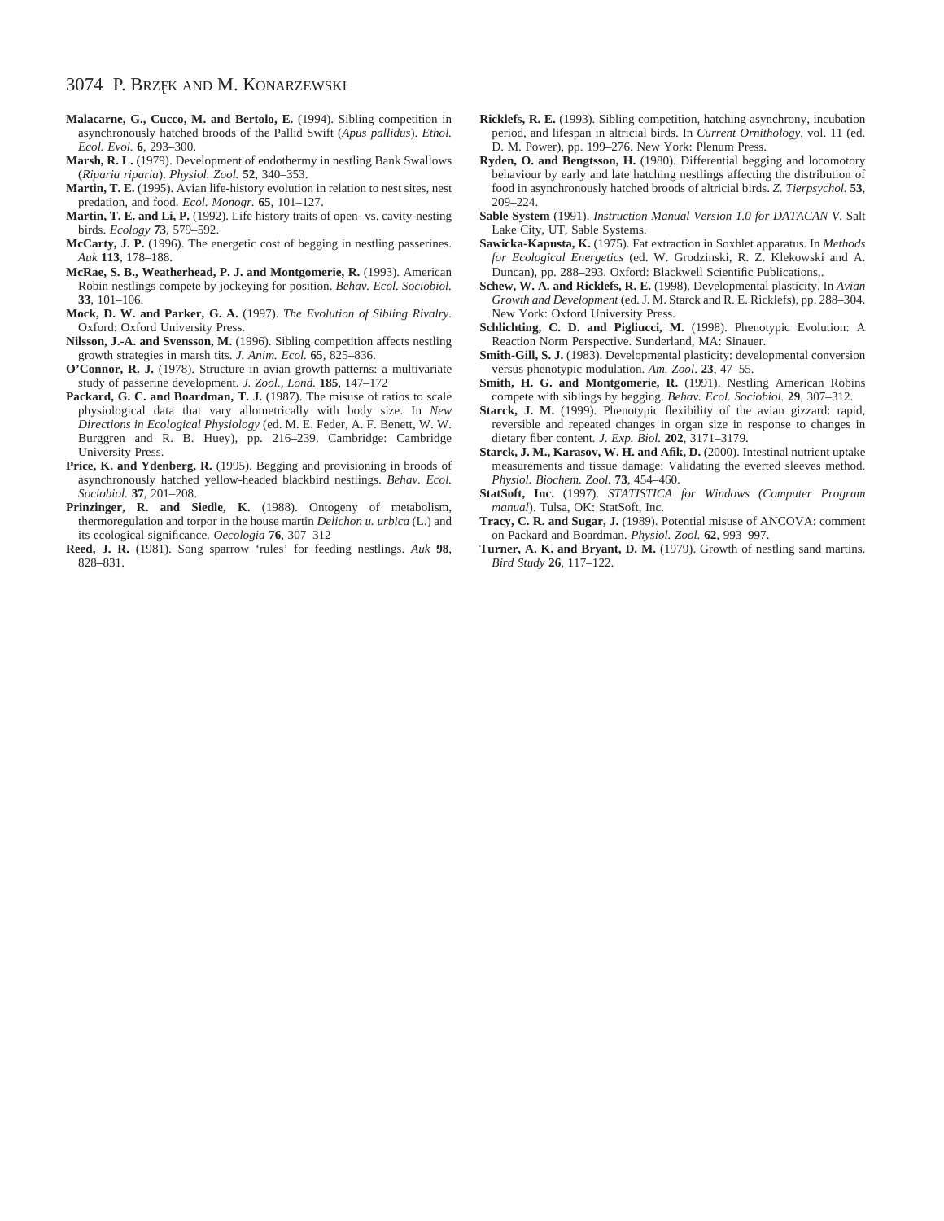**Malacarne, G., Cucco, M. and Bertolo, E.** (1994). Sibling competition in asynchronously hatched broods of the Pallid Swift (*Apus pallidus*). *Ethol. Ecol. Evol.* **6**, 293–300.

**Marsh, R. L.** (1979). Development of endothermy in nestling Bank Swallows (*Riparia riparia*). *Physiol. Zool.* **52**, 340–353.

**Martin, T. E.** (1995). Avian life-history evolution in relation to nest sites, nest predation, and food. *Ecol. Monogr.* **65**, 101–127.

**Martin, T. E. and Li, P.** (1992). Life history traits of open- vs. cavity-nesting birds. *Ecology* **73**, 579–592.

**McCarty, J. P.** (1996). The energetic cost of begging in nestling passerines. *Auk* **113**, 178–188.

**McRae, S. B., Weatherhead, P. J. and Montgomerie, R.** (1993). American Robin nestlings compete by jockeying for position. *Behav. Ecol. Sociobiol.* **33**, 101–106.

**Mock, D. W. and Parker, G. A.** (1997). *The Evolution of Sibling Rivalry*. Oxford: Oxford University Press.

**Nilsson, J.-A. and Svensson, M.** (1996). Sibling competition affects nestling growth strategies in marsh tits. *J. Anim. Ecol.* **65**, 825–836.

**O'Connor, R. J.** (1978). Structure in avian growth patterns: a multivariate study of passerine development. *J. Zool., Lond.* **185**, 147–172

**Packard, G. C. and Boardman, T. J.** (1987). The misuse of ratios to scale physiological data that vary allometrically with body size. In *New Directions in Ecological Physiology* (ed. M. E. Feder, A. F. Benett, W. W. Burggren and R. B. Huey), pp. 216–239. Cambridge: Cambridge University Press.

**Price, K. and Ydenberg, R.** (1995). Begging and provisioning in broods of asynchronously hatched yellow-headed blackbird nestlings. *Behav. Ecol. Sociobiol.* **37**, 201–208.

**Prinzinger, R. and Siedle, K.** (1988). Ontogeny of metabolism, thermoregulation and torpor in the house martin *Delichon u. urbica* (L.) and its ecological significance. *Oecologia* **76**, 307–312

**Reed, J. R.** (1981). Song sparrow 'rules' for feeding nestlings. *Auk* **98**, 828–831.

**Ricklefs, R. E.** (1993). Sibling competition, hatching asynchrony, incubation period, and lifespan in altricial birds. In *Current Ornithology*, vol. 11 (ed. D. M. Power), pp. 199–276. New York: Plenum Press.

**Ryden, O. and Bengtsson, H.** (1980). Differential begging and locomotory behaviour by early and late hatching nestlings affecting the distribution of food in asynchronously hatched broods of altricial birds. *Z. Tierpsychol.* **53**, 209–224.

**Sable System** (1991). *Instruction Manual Version 1.0 for DATACAN V*. Salt Lake City, UT, Sable Systems.

**Sawicka-Kapusta, K.** (1975). Fat extraction in Soxhlet apparatus. In *Methods for Ecological Energetics* (ed. W. Grodzinski, R. Z. Klekowski and A. Duncan), pp. 288–293. Oxford: Blackwell Scientific Publications,.

**Schew, W. A. and Ricklefs, R. E.** (1998). Developmental plasticity. In *Avian Growth and Development* (ed. J. M. Starck and R. E. Ricklefs), pp. 288–304. New York: Oxford University Press.

**Schlichting, C. D. and Pigliucci, M.** (1998). Phenotypic Evolution: A Reaction Norm Perspective. Sunderland, MA: Sinauer.

**Smith-Gill, S. J.** (1983). Developmental plasticity: developmental conversion versus phenotypic modulation. *Am. Zool*. **23**, 47–55.

**Smith, H. G. and Montgomerie, R.** (1991). Nestling American Robins compete with siblings by begging. *Behav. Ecol. Sociobiol.* **29**, 307–312.

**Starck, J. M.** (1999). Phenotypic flexibility of the avian gizzard: rapid, reversible and repeated changes in organ size in response to changes in dietary fiber content. *J. Exp. Biol.* **202**, 3171–3179.

**Starck, J. M., Karasov, W. H. and Afik, D.** (2000). Intestinal nutrient uptake measurements and tissue damage: Validating the everted sleeves method. *Physiol. Biochem. Zool.* **73**, 454–460.

**StatSoft, Inc.** (1997). *STATISTICA for Windows (Computer Program manual*). Tulsa, OK: StatSoft, Inc.

**Tracy, C. R. and Sugar, J.** (1989). Potential misuse of ANCOVA: comment on Packard and Boardman. *Physiol. Zool.* **62**, 993–997.

**Turner, A. K. and Bryant, D. M.** (1979). Growth of nestling sand martins. *Bird Study* **26**, 117–122.